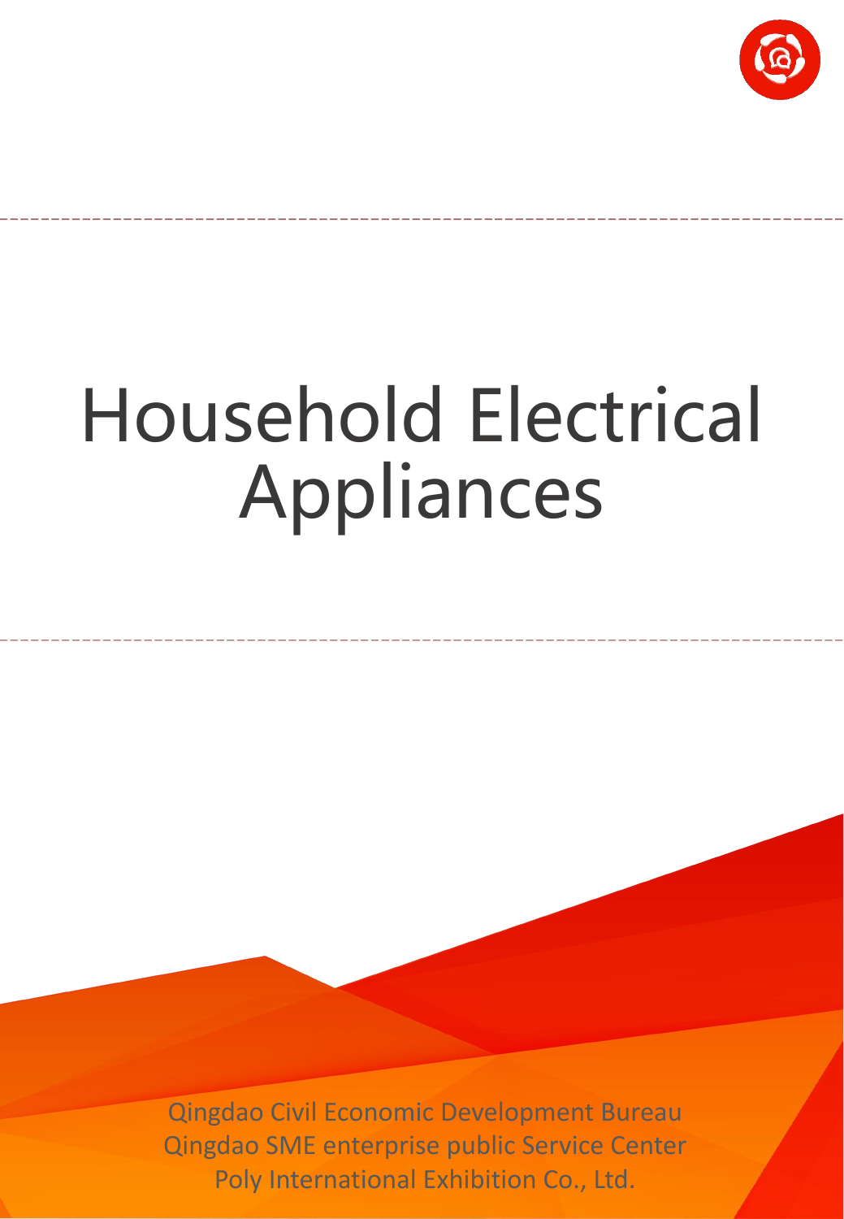# Household Electrical Appliances

Qingdao Civil Economic Development Bureau
Qingdao SME enterprise public Service Center
Poly International Exhibition Co., Ltd.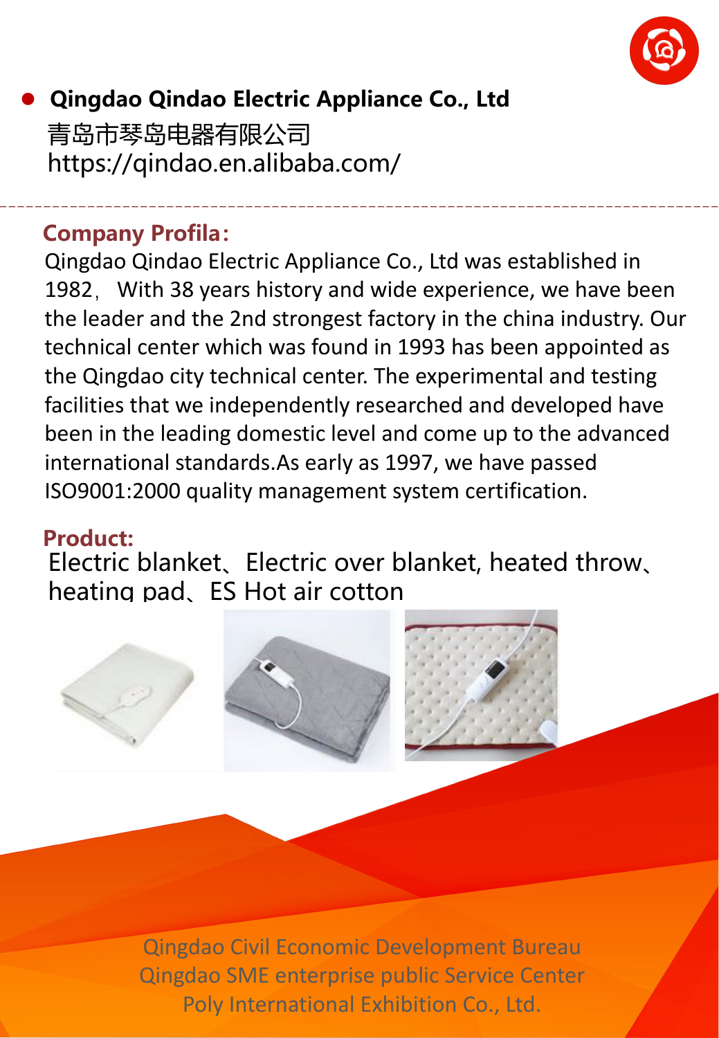- **Qingdao Qindao Electric Appliance Co., Ltd**

青岛市琴岛电器有限公司
https://qindao.en.alibaba.com/

## Company Profila:

Qingdao Qindao Electric Appliance Co., Ltd was established in 1982, With 38 years history and wide experience, we have been the leader and the 2nd strongest factory in the china industry. Our technical center which was found in 1993 has been appointed as the Qingdao city technical center. The experimental and testing facilities that we independently researched and developed have been in the leading domestic level and come up to the advanced international standards.As early as 1997, we have passed ISO9001:2000 quality management system certification.

## Product:

Electric blanket、Electric over blanket, heated throw、heating pad、ES Hot air cotton

Qingdao Civil Economic Development Bureau
Qingdao SME enterprise public Service Center
Poly International Exhibition Co., Ltd.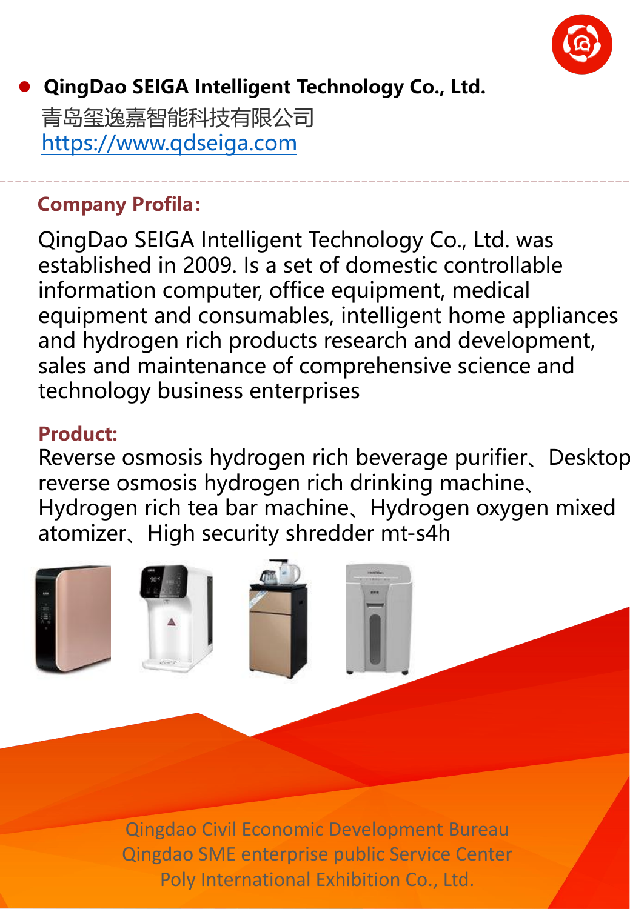- **QingDao SEIGA Intelligent Technology Co., Ltd.**

青岛玺逸嘉智能科技有限公司
https://www.qdseiga.com

**Company Profila:**

QingDao SEIGA Intelligent Technology Co., Ltd. was established in 2009. Is a set of domestic controllable information computer, office equipment, medical equipment and consumables, intelligent home appliances and hydrogen rich products research and development, sales and maintenance of comprehensive science and technology business enterprises

**Product:**

Reverse osmosis hydrogen rich beverage purifier、Desktop reverse osmosis hydrogen rich drinking machine、Hydrogen rich tea bar machine、Hydrogen oxygen mixed atomizer、High security shredder mt-s4h

Qingdao Civil Economic Development Bureau
Qingdao SME enterprise public Service Center
Poly International Exhibition Co., Ltd.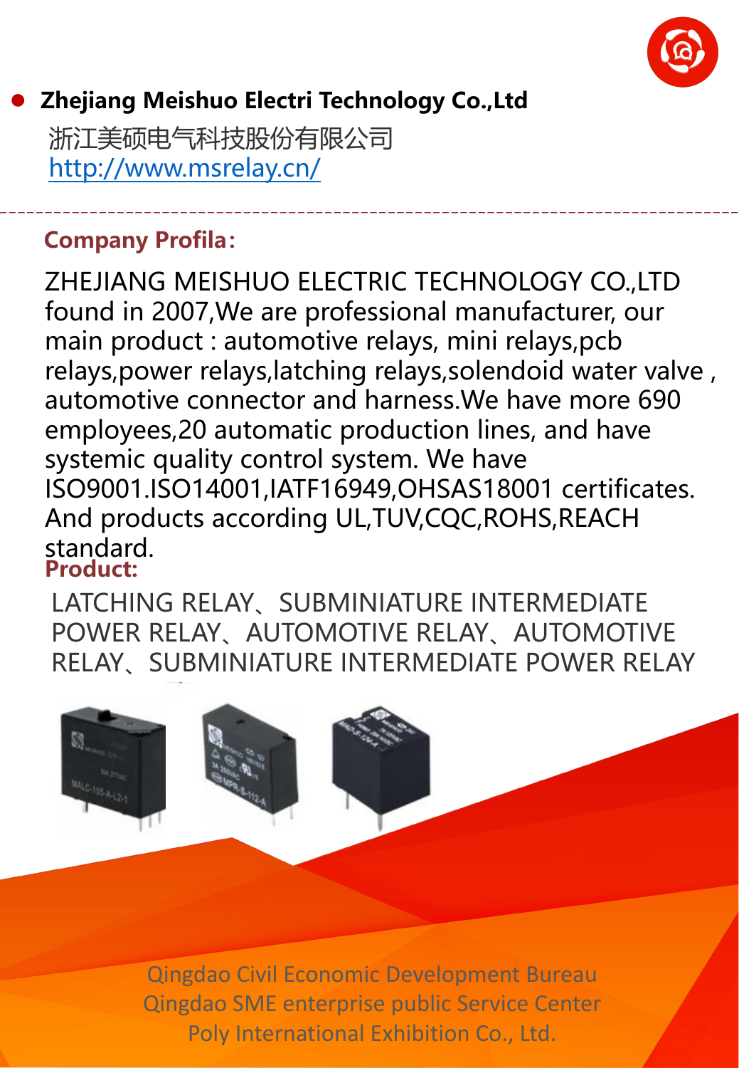- **Zhejiang Meishuo Electri Technology Co.,Ltd**

浙江美硕电气科技股份有限公司
[http://www.msrelay.cn/](http://www.msrelay.cn/)

---

**Company Profila：**

ZHEJIANG MEISHUO ELECTRIC TECHNOLOGY CO.,LTD found in 2007,We are professional manufacturer, our main product : automotive relays, mini relays,pcb relays,power relays,latching relays,solendoid water valve , automotive connector and harness.We have more 690 employees,20 automatic production lines, and have systemic quality control system. We have ISO9001.ISO14001,IATF16949,OHSAS18001 certificates. And products according UL,TUV,CQC,ROHS,REACH standard.

**Product:**

LATCHING RELAY、SUBMINIATURE INTERMEDIATE POWER RELAY、AUTOMOTIVE RELAY、AUTOMOTIVE RELAY、SUBMINIATURE INTERMEDIATE POWER RELAY

Qingdao Civil Economic Development Bureau
Qingdao SME enterprise public Service Center
Poly International Exhibition Co., Ltd.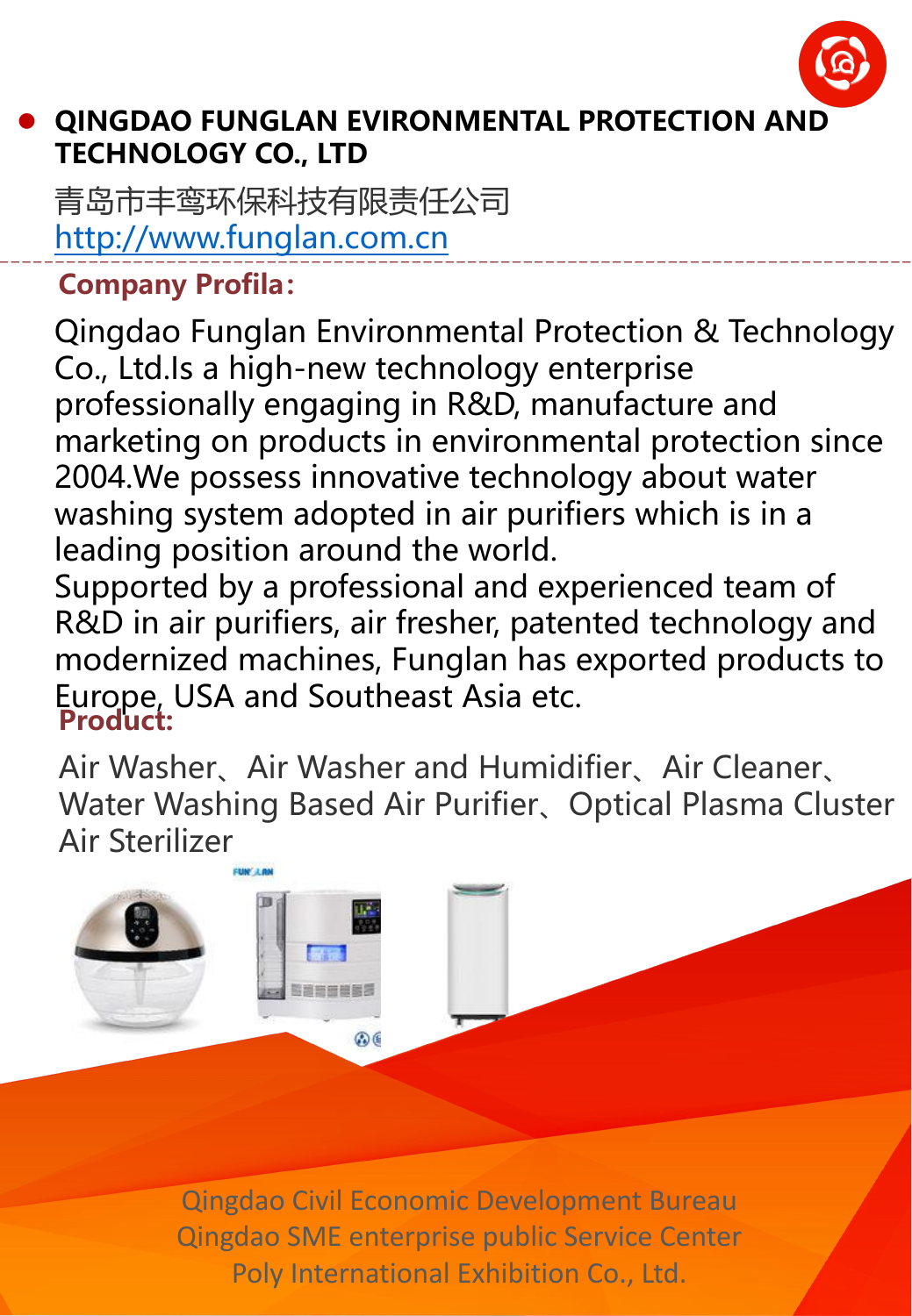## QINGDAO FUNGLAN EVIRONMENTAL PROTECTION AND TECHNOLOGY CO., LTD

青岛市丰鸾环保科技有限责任公司

http://www.funglan.com.cn

**Company Profila:**

Qingdao Funglan Environmental Protection & Technology Co., Ltd.Is a high-new technology enterprise professionally engaging in R&D, manufacture and marketing on products in environmental protection since 2004.We possess innovative technology about water washing system adopted in air purifiers which is in a leading position around the world.

Supported by a professional and experienced team of R&D in air purifiers, air fresher, patented technology and modernized machines, Funglan has exported products to Europe, USA and Southeast Asia etc.

**Product:**

Air Washer、Air Washer and Humidifier、Air Cleaner、Water Washing Based Air Purifier、Optical Plasma Cluster Air Sterilizer

Qingdao Civil Economic Development Bureau
Qingdao SME enterprise public Service Center
Poly International Exhibition Co., Ltd.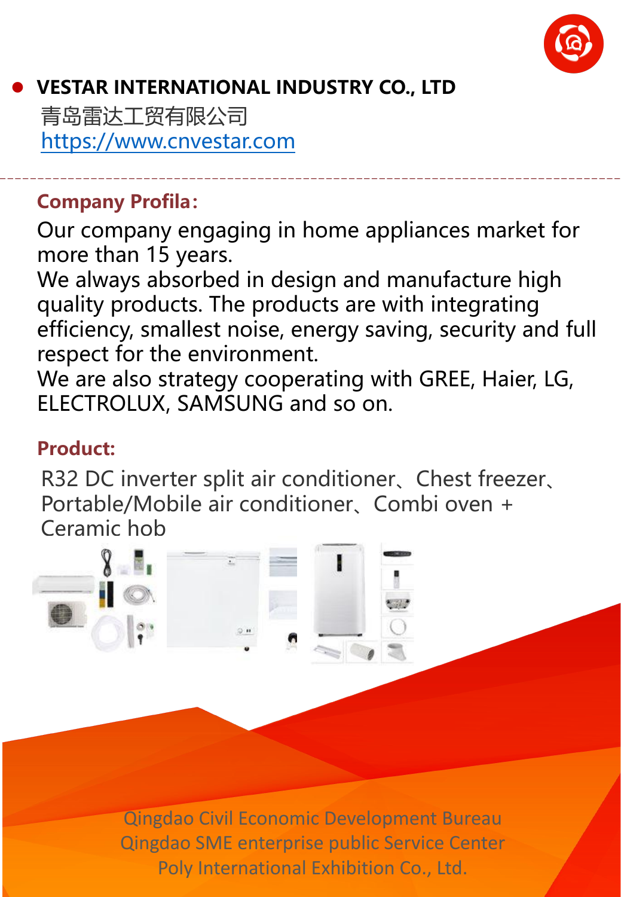- **VESTAR INTERNATIONAL INDUSTRY CO., LTD**

  青岛雷达工贸有限公司

  https://www.cnvestar.com

---

**Company Profila：**

Our company engaging in home appliances market for more than 15 years.
We always absorbed in design and manufacture high quality products. The products are with integrating efficiency, smallest noise, energy saving, security and full respect for the environment.
We are also strategy cooperating with GREE, Haier, LG, ELECTROLUX, SAMSUNG and so on.

**Product:**

R32 DC inverter split air conditioner、Chest freezer、Portable/Mobile air conditioner、Combi oven + Ceramic hob

Qingdao Civil Economic Development Bureau
Qingdao SME enterprise public Service Center
Poly International Exhibition Co., Ltd.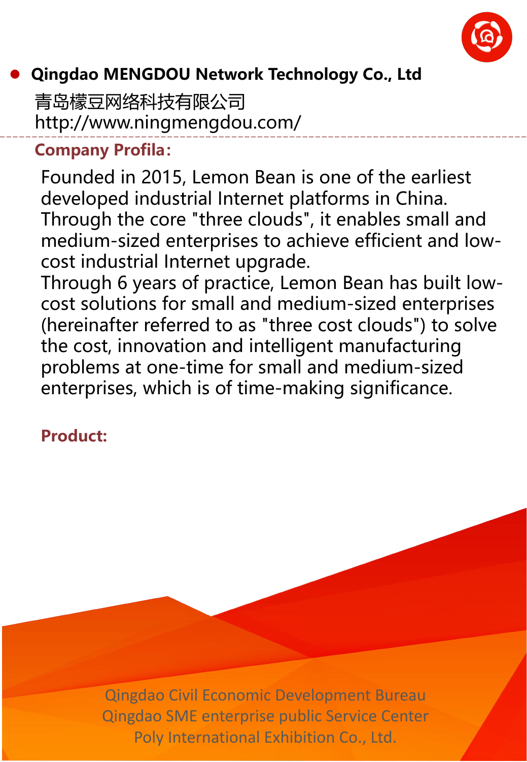- **Qingdao MENGDOU Network Technology Co., Ltd**

青岛檬豆网络科技有限公司
http://www.ningmengdou.com/

**Company Profila：**

Founded in 2015, Lemon Bean is one of the earliest developed industrial Internet platforms in China. Through the core "three clouds", it enables small and medium-sized enterprises to achieve efficient and low-cost industrial Internet upgrade.
Through 6 years of practice, Lemon Bean has built low-cost solutions for small and medium-sized enterprises (hereinafter referred to as "three cost clouds") to solve the cost, innovation and intelligent manufacturing problems at one-time for small and medium-sized enterprises, which is of time-making significance.

**Product:**

Qingdao Civil Economic Development Bureau
Qingdao SME enterprise public Service Center
Poly International Exhibition Co., Ltd.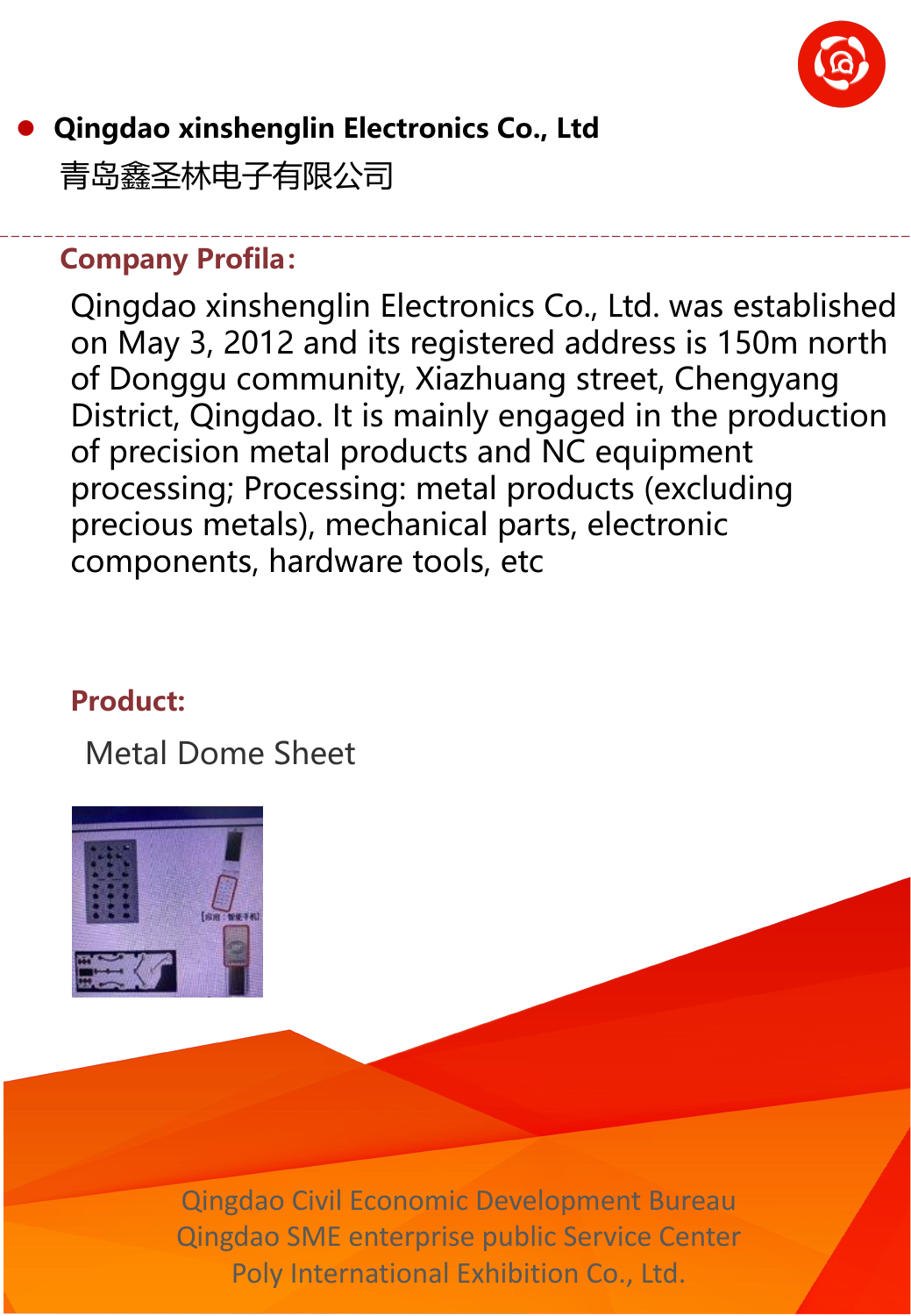- **Qingdao xinshenglin Electronics Co., Ltd**
  青岛鑫圣林电子有限公司

**Company Profila：**

Qingdao xinshenglin Electronics Co., Ltd. was established on May 3, 2012 and its registered address is 150m north of Donggu community, Xiazhuang street, Chengyang District, Qingdao. It is mainly engaged in the production of precision metal products and NC equipment processing; Processing: metal products (excluding precious metals), mechanical parts, electronic components, hardware tools, etc

**Product:**

Metal Dome Sheet

Qingdao Civil Economic Development Bureau
Qingdao SME enterprise public Service Center
Poly International Exhibition Co., Ltd.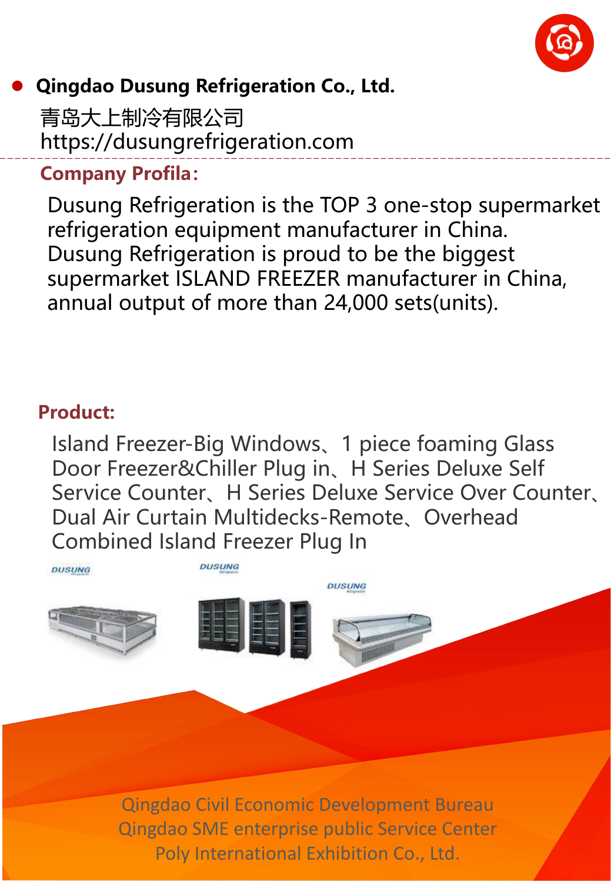- **Qingdao Dusung Refrigeration Co., Ltd.**

青岛大上制冷有限公司
https://dusungrefrigeration.com

## Company Profila:

Dusung Refrigeration is the TOP 3 one-stop supermarket refrigeration equipment manufacturer in China.
Dusung Refrigeration is proud to be the biggest supermarket ISLAND FREEZER manufacturer in China, annual output of more than 24,000 sets(units).

## Product:

Island Freezer-Big Windows、1 piece foaming Glass Door Freezer&Chiller Plug in、H Series Deluxe Self Service Counter、H Series Deluxe Service Over Counter、Dual Air Curtain Multidecks-Remote、Overhead Combined Island Freezer Plug In

Qingdao Civil Economic Development Bureau
Qingdao SME enterprise public Service Center
Poly International Exhibition Co., Ltd.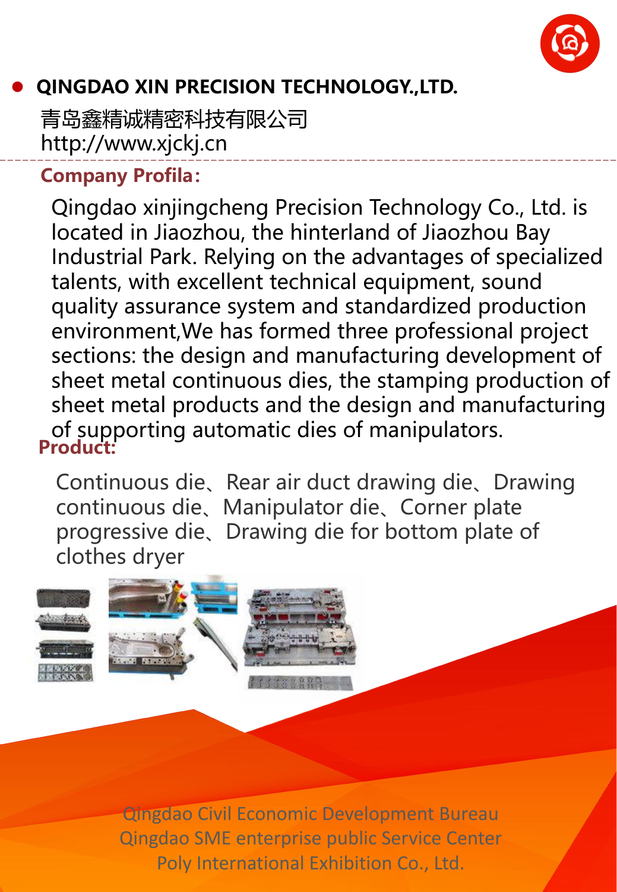- **QINGDAO XIN PRECISION TECHNOLOGY.,LTD.**

青岛鑫精诚精密科技有限公司
http://www.xjckj.cn

**Company Profila:**

Qingdao xinjingcheng Precision Technology Co., Ltd. is located in Jiaozhou, the hinterland of Jiaozhou Bay Industrial Park. Relying on the advantages of specialized talents, with excellent technical equipment, sound quality assurance system and standardized production environment,We has formed three professional project sections: the design and manufacturing development of sheet metal continuous dies, the stamping production of sheet metal products and the design and manufacturing of supporting automatic dies of manipulators.

**Product:**

Continuous die、Rear air duct drawing die、Drawing continuous die、Manipulator die、Corner plate progressive die、Drawing die for bottom plate of clothes dryer

Qingdao Civil Economic Development Bureau
Qingdao SME enterprise public Service Center
Poly International Exhibition Co., Ltd.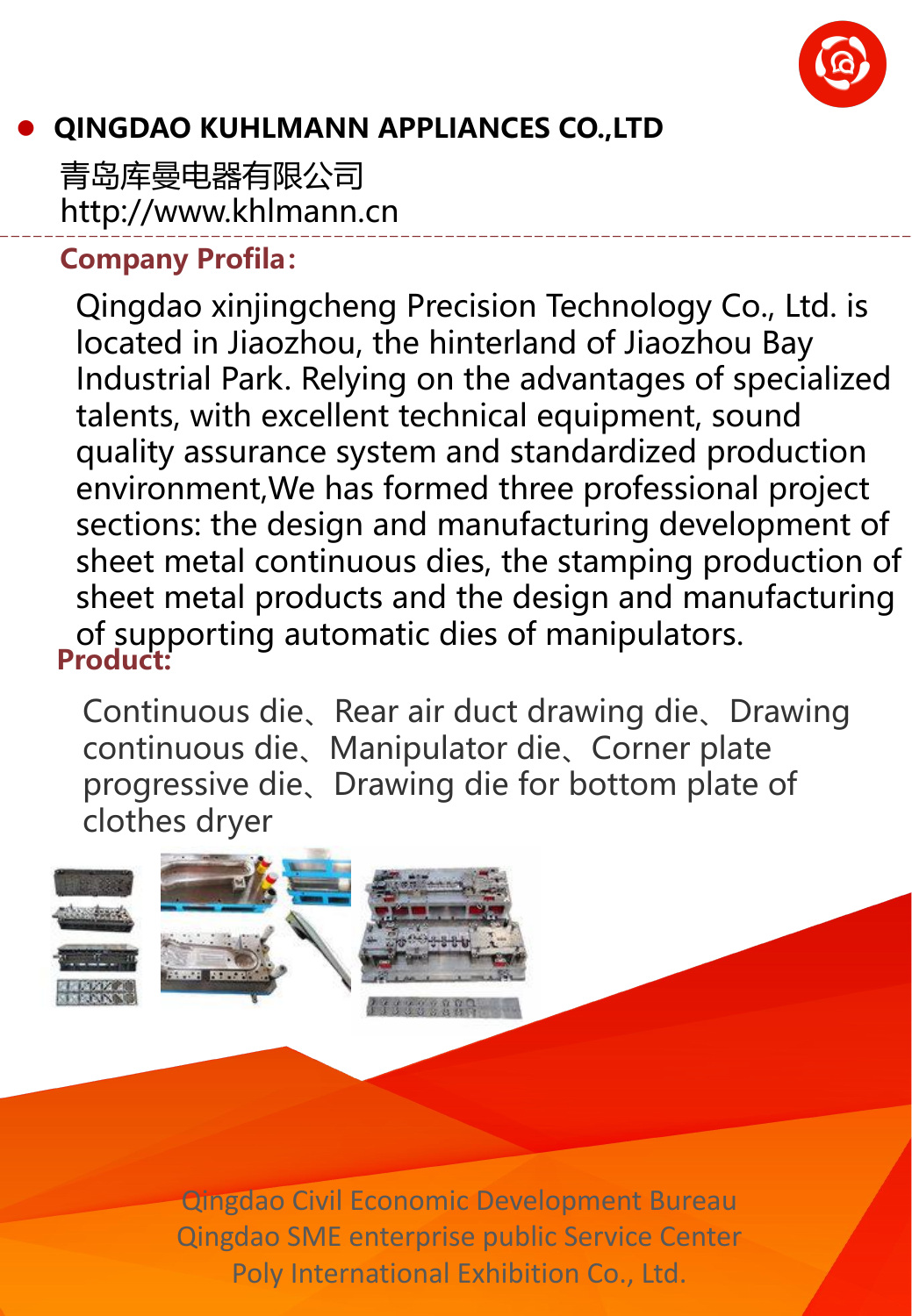## QINGDAO KUHLMANN APPLIANCES CO.,LTD

青岛库曼电器有限公司
http://www.khlmann.cn

**Company Profila:**

Qingdao xinjingcheng Precision Technology Co., Ltd. is located in Jiaozhou, the hinterland of Jiaozhou Bay Industrial Park. Relying on the advantages of specialized talents, with excellent technical equipment, sound quality assurance system and standardized production environment,We has formed three professional project sections: the design and manufacturing development of sheet metal continuous dies, the stamping production of sheet metal products and the design and manufacturing of supporting automatic dies of manipulators.

**Product:**

Continuous die、Rear air duct drawing die、Drawing continuous die、Manipulator die、Corner plate progressive die、Drawing die for bottom plate of clothes dryer

Qingdao Civil Economic Development Bureau
Qingdao SME enterprise public Service Center
Poly International Exhibition Co., Ltd.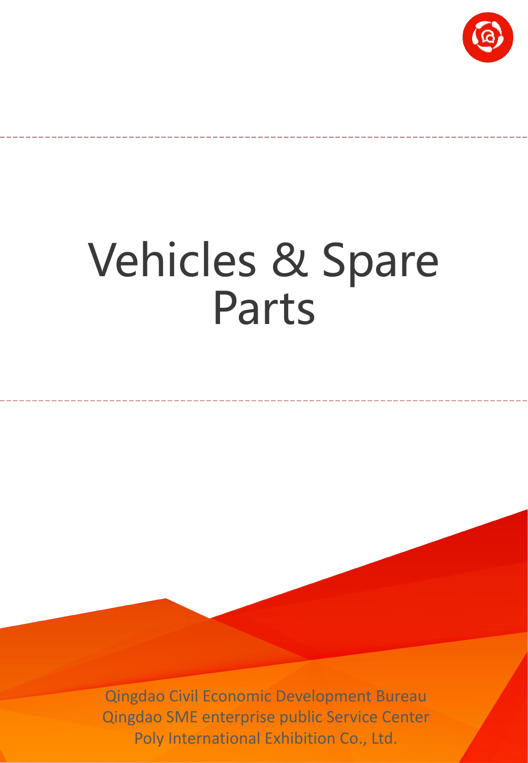# Vehicles & Spare Parts

Qingdao Civil Economic Development Bureau
Qingdao SME enterprise public Service Center
Poly International Exhibition Co., Ltd.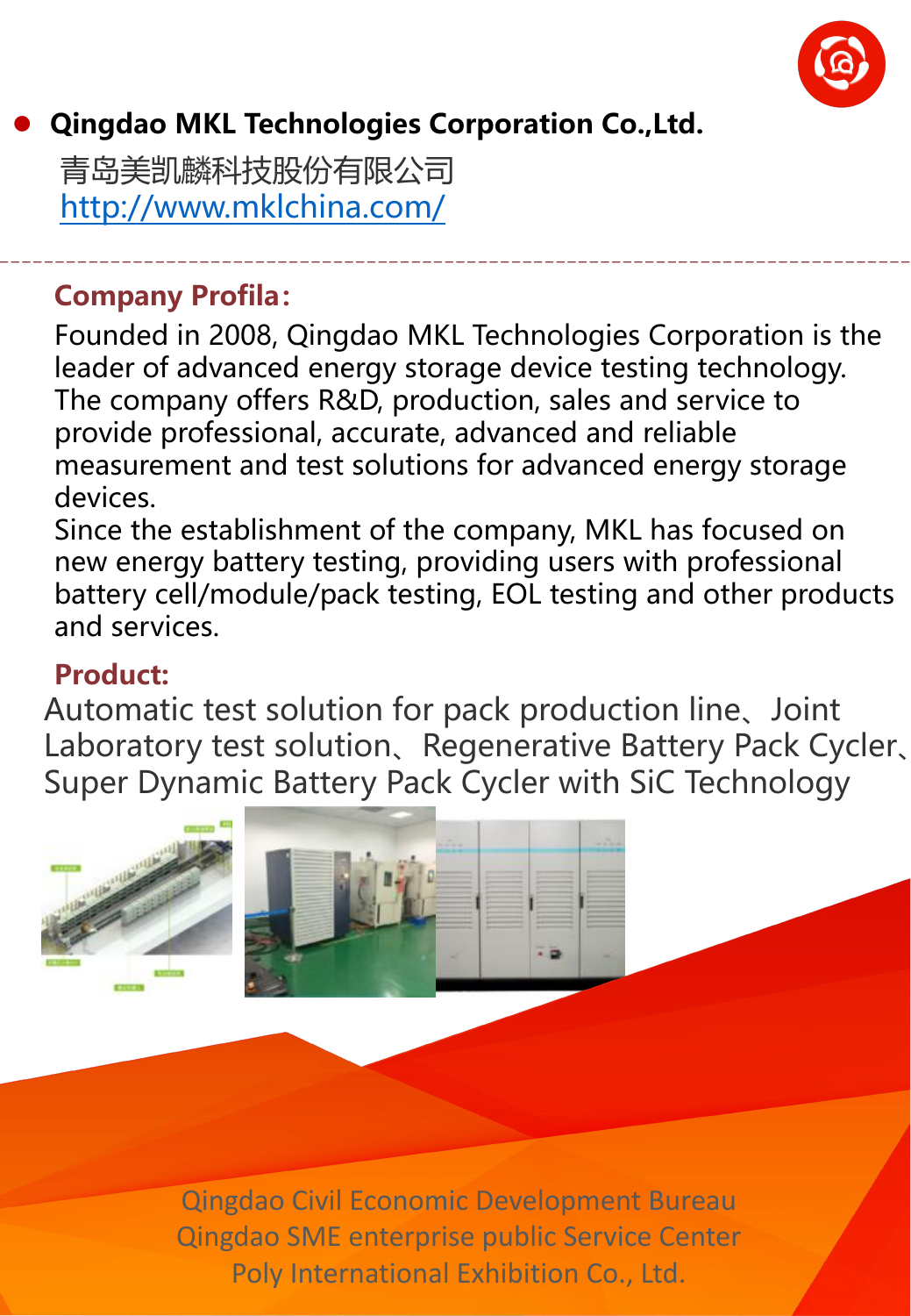- **Qingdao MKL Technologies Corporation Co.,Ltd.**

  青岛美凯麟科技股份有限公司
  http://www.mklchina.com/

---

**Company Profila:**

Founded in 2008, Qingdao MKL Technologies Corporation is the leader of advanced energy storage device testing technology. The company offers R&D, production, sales and service to provide professional, accurate, advanced and reliable measurement and test solutions for advanced energy storage devices.

Since the establishment of the company, MKL has focused on new energy battery testing, providing users with professional battery cell/module/pack testing, EOL testing and other products and services.

**Product:**

Automatic test solution for pack production line、Joint Laboratory test solution、Regenerative Battery Pack Cycler、Super Dynamic Battery Pack Cycler with SiC Technology

Qingdao Civil Economic Development Bureau
Qingdao SME enterprise public Service Center
Poly International Exhibition Co., Ltd.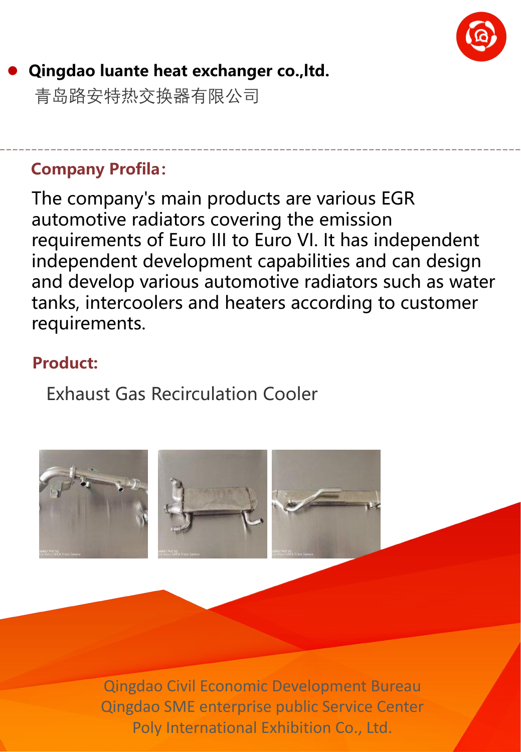- **Qingdao luante heat exchanger co.,ltd.**

  青岛路安特热交换器有限公司

---

## Company Profila:

The company's main products are various EGR automotive radiators covering the emission requirements of Euro III to Euro VI. It has independent independent development capabilities and can design and develop various automotive radiators such as water tanks, intercoolers and heaters according to customer requirements.

## Product:

Exhaust Gas Recirculation Cooler

Qingdao Civil Economic Development Bureau
Qingdao SME enterprise public Service Center
Poly International Exhibition Co., Ltd.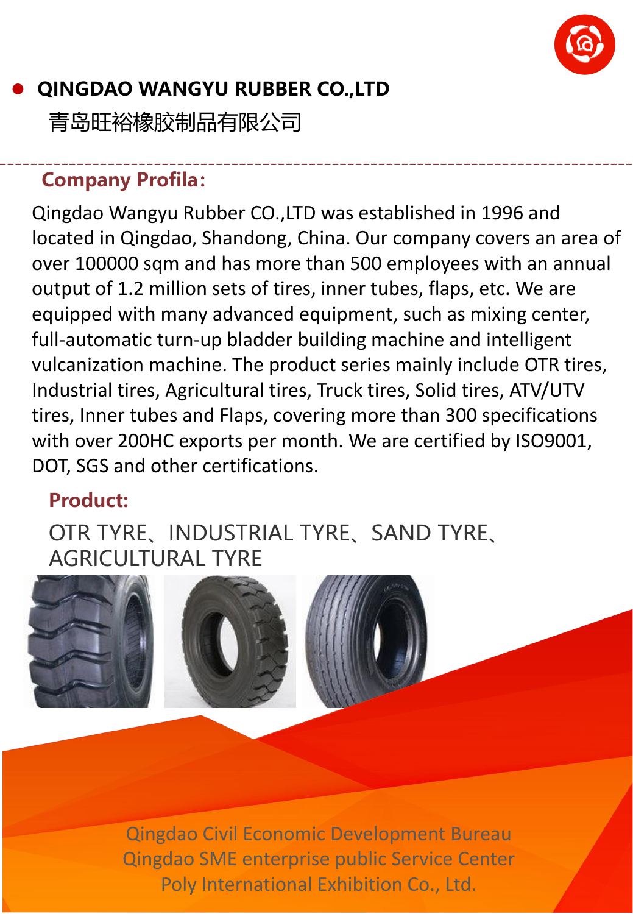## QINGDAO WANGYU RUBBER CO.,LTD

青岛旺裕橡胶制品有限公司

### Company Profila:

Qingdao Wangyu Rubber CO.,LTD was established in 1996 and located in Qingdao, Shandong, China. Our company covers an area of over 100000 sqm and has more than 500 employees with an annual output of 1.2 million sets of tires, inner tubes, flaps, etc. We are equipped with many advanced equipment, such as mixing center, full-automatic turn-up bladder building machine and intelligent vulcanization machine. The product series mainly include OTR tires, Industrial tires, Agricultural tires, Truck tires, Solid tires, ATV/UTV tires, Inner tubes and Flaps, covering more than 300 specifications with over 200HC exports per month. We are certified by ISO9001, DOT, SGS and other certifications.

### Product:

OTR TYRE、INDUSTRIAL TYRE、SAND TYRE、AGRICULTURAL TYRE

Qingdao Civil Economic Development Bureau
Qingdao SME enterprise public Service Center
Poly International Exhibition Co., Ltd.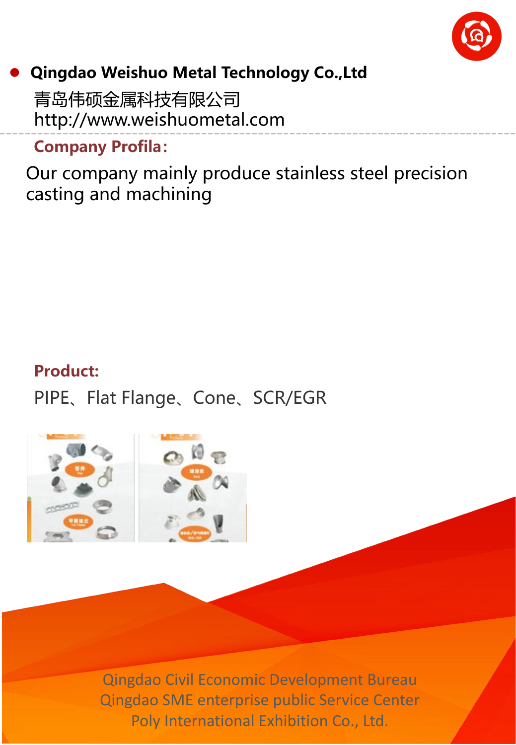- **Qingdao Weishuo Metal Technology Co.,Ltd**

  青岛伟硕金属科技有限公司
  http://www.weishuometal.com

**Company Profila：**

Our company mainly produce stainless steel precision casting and machining

**Product:**

PIPE、Flat Flange、Cone、SCR/EGR

Qingdao Civil Economic Development Bureau
Qingdao SME enterprise public Service Center
Poly International Exhibition Co., Ltd.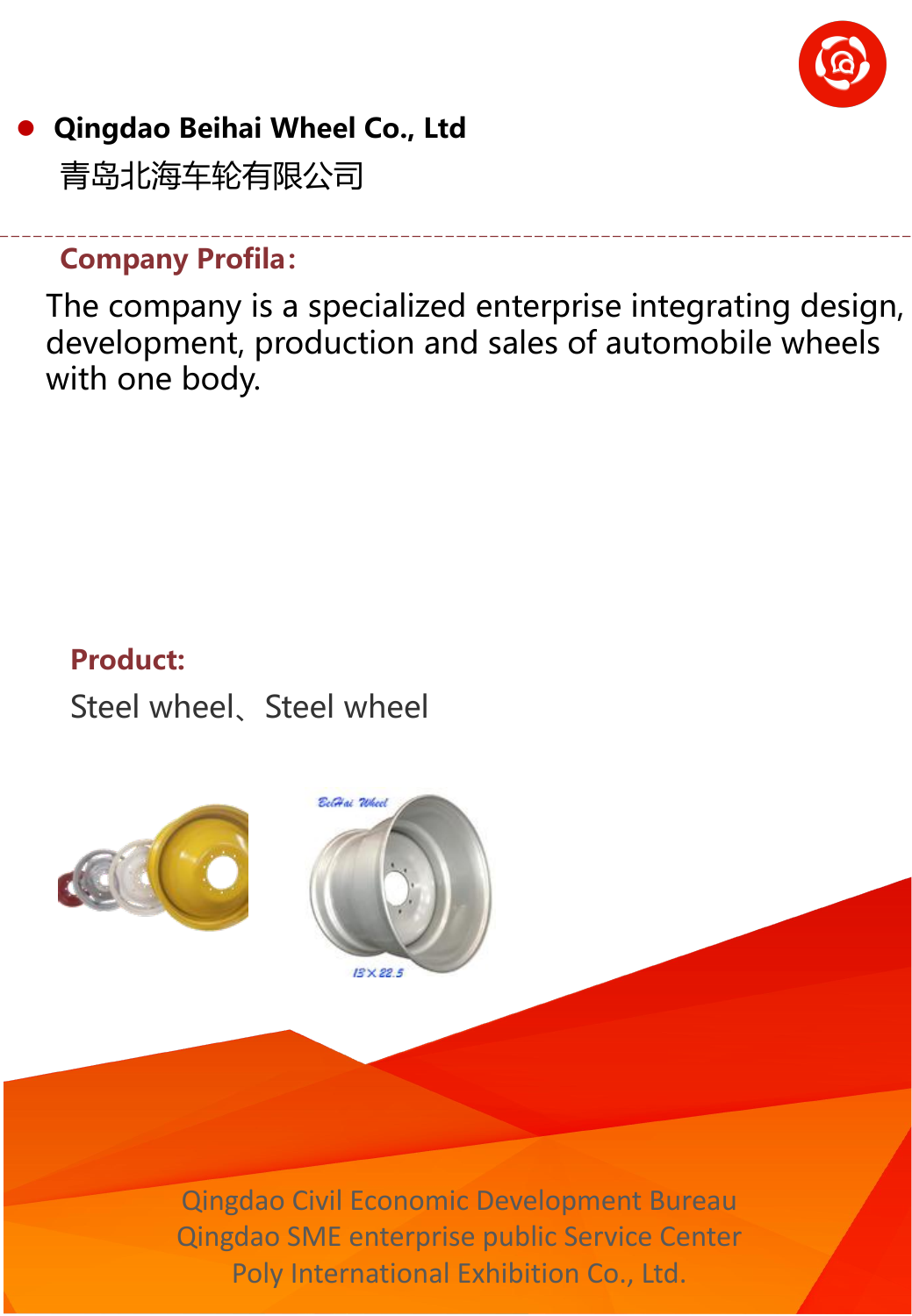- **Qingdao Beihai Wheel Co., Ltd**

  青岛北海车轮有限公司

**Company Profila：**

The company is a specialized enterprise integrating design, development, production and sales of automobile wheels with one body.

**Product:**

Steel wheel、Steel wheel

Qingdao Civil Economic Development Bureau
Qingdao SME enterprise public Service Center
Poly International Exhibition Co., Ltd.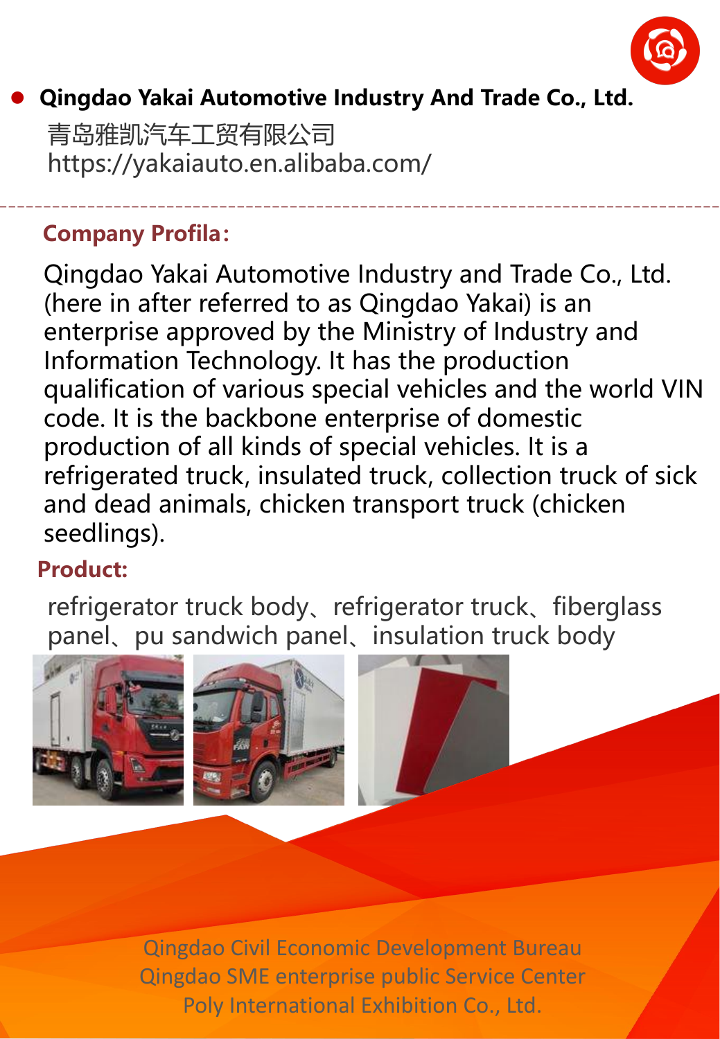- **Qingdao Yakai Automotive Industry And Trade Co., Ltd.**

青岛雅凯汽车工贸有限公司
https://yakaiauto.en.alibaba.com/

## Company Profila:

Qingdao Yakai Automotive Industry and Trade Co., Ltd. (here in after referred to as Qingdao Yakai) is an enterprise approved by the Ministry of Industry and Information Technology. It has the production qualification of various special vehicles and the world VIN code. It is the backbone enterprise of domestic production of all kinds of special vehicles. It is a refrigerated truck, insulated truck, collection truck of sick and dead animals, chicken transport truck (chicken seedlings).

## Product:

refrigerator truck body、refrigerator truck、fiberglass panel、pu sandwich panel、insulation truck body

Qingdao Civil Economic Development Bureau
Qingdao SME enterprise public Service Center
Poly International Exhibition Co., Ltd.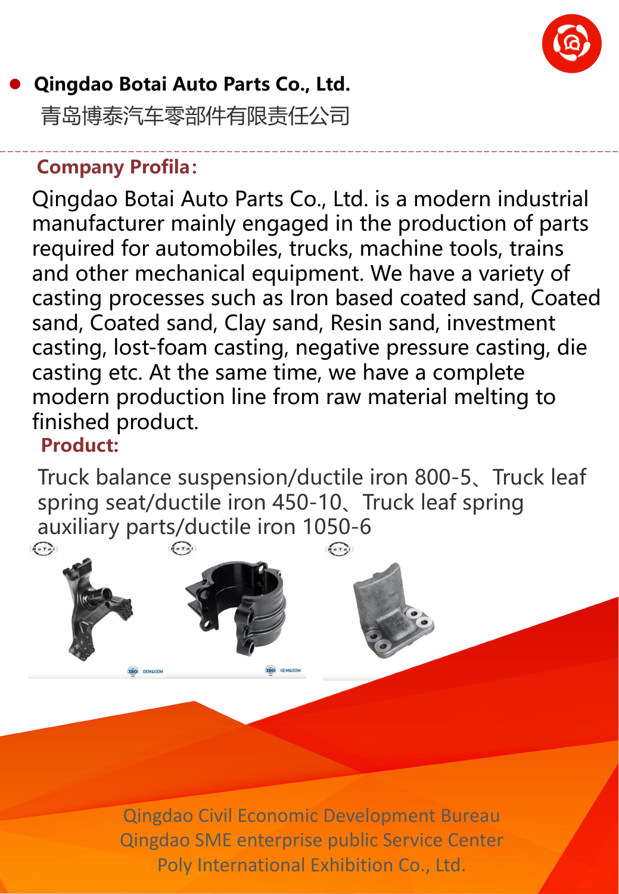- **Qingdao Botai Auto Parts Co., Ltd.**

青岛博泰汽车零部件有限责任公司

**Company Profila:**

Qingdao Botai Auto Parts Co., Ltd. is a modern industrial manufacturer mainly engaged in the production of parts required for automobiles, trucks, machine tools, trains and other mechanical equipment. We have a variety of casting processes such as Iron based coated sand, Coated sand, Coated sand, Clay sand, Resin sand, investment casting, lost-foam casting, negative pressure casting, die casting etc. At the same time, we have a complete modern production line from raw material melting to finished product.

**Product:**

Truck balance suspension/ductile iron 800-5、Truck leaf spring seat/ductile iron 450-10、Truck leaf spring auxiliary parts/ductile iron 1050-6

Qingdao Civil Economic Development Bureau
Qingdao SME enterprise public Service Center
Poly International Exhibition Co., Ltd.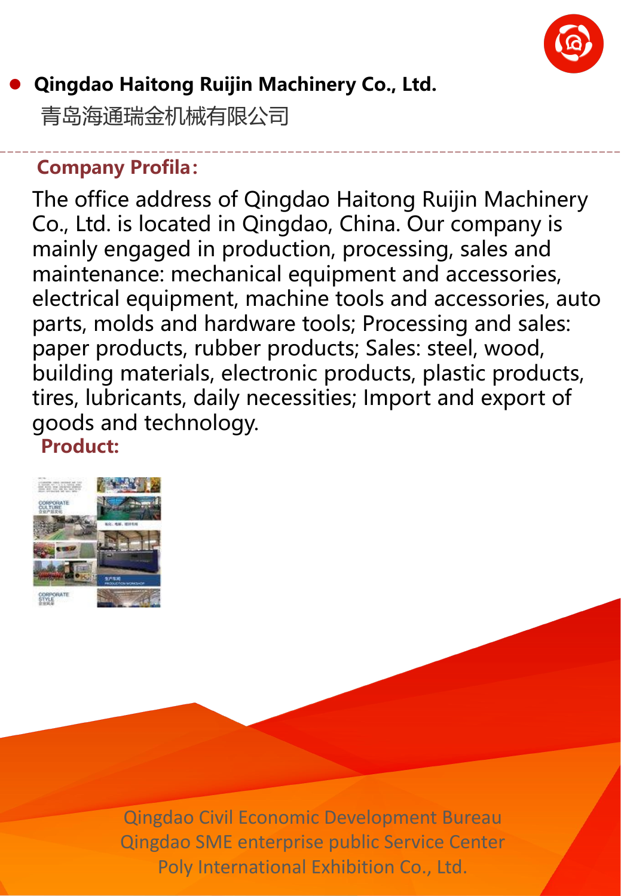- **Qingdao Haitong Ruijin Machinery Co., Ltd.**

  青岛海通瑞金机械有限公司

**Company Profila:**

The office address of Qingdao Haitong Ruijin Machinery Co., Ltd. is located in Qingdao, China. Our company is mainly engaged in production, processing, sales and maintenance: mechanical equipment and accessories, electrical equipment, machine tools and accessories, auto parts, molds and hardware tools; Processing and sales: paper products, rubber products; Sales: steel, wood, building materials, electronic products, plastic products, tires, lubricants, daily necessities; Import and export of goods and technology.

**Product:**

Qingdao Civil Economic Development Bureau
Qingdao SME enterprise public Service Center
Poly International Exhibition Co., Ltd.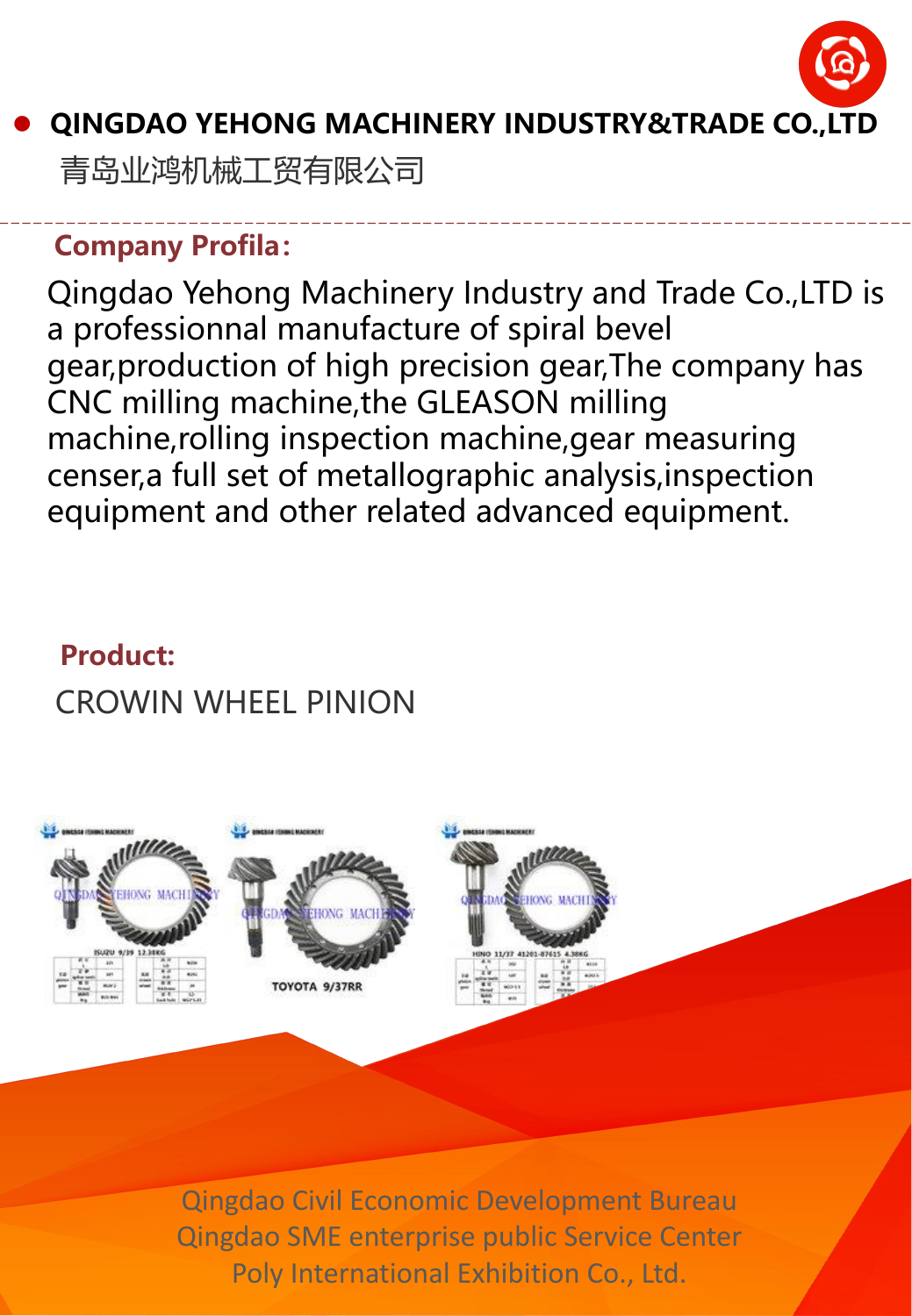- **QINGDAO YEHONG MACHINERY INDUSTRY&TRADE CO.,LTD**

青岛业鸿机械工贸有限公司

## Company Profila：

Qingdao Yehong Machinery Industry and Trade Co.,LTD is a professionnal manufacture of spiral bevel gear,production of high precision gear,The company has CNC milling machine,the GLEASON milling machine,rolling inspection machine,gear measuring censer,a full set of metallographic analysis,inspection equipment and other related advanced equipment.

## Product:

CROWIN WHEEL PINION

ISUZU 9/39 12.38KG

TOYOTA 9/37RR

HINO 11/37 41201-87615 4.38KG

Qingdao Civil Economic Development Bureau
Qingdao SME enterprise public Service Center
Poly International Exhibition Co., Ltd.